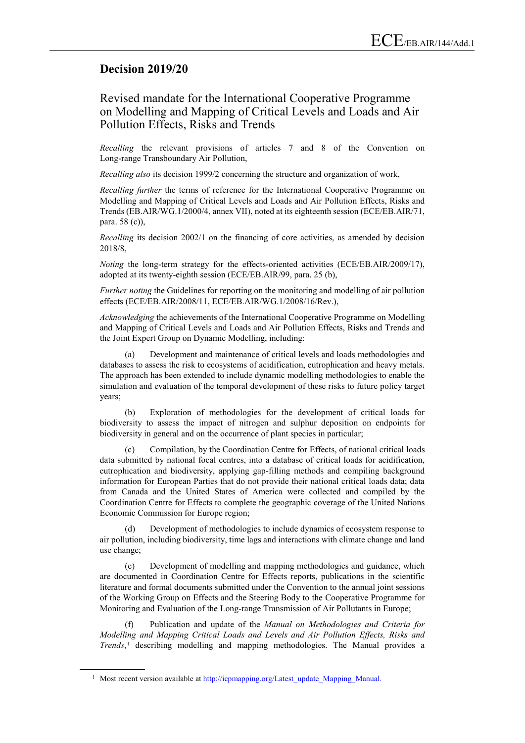## Decision 2019/20

### Revised mandate for the International Cooperative Programme on Modelling and Mapping of Critical Levels and Loads and Air Pollution Effects, Risks and Trends

*Recalling* the relevant provisions of articles 7 and 8 of the Convention on Long-range Transboundary Air Pollution,

*Recalling also* its decision 1999/2 concerning the structure and organization of work,

*Recalling further* the terms of reference for the International Cooperative Programme on Modelling and Mapping of Critical Levels and Loads and Air Pollution Effects, Risks and Trends (EB.AIR/WG.1/2000/4, annex VII), noted at its eighteenth session (ECE/EB.AIR/71, para. 58 (c)),

*Recalling* its decision 2002/1 on the financing of core activities, as amended by decision 2018/8,

*Noting* the long-term strategy for the effects-oriented activities (ECE/EB.AIR/2009/17), adopted at its twenty-eighth session (ECE/EB.AIR/99, para. 25 (b),

*Further noting* the Guidelines for reporting on the monitoring and modelling of air pollution effects (ECE/EB.AIR/2008/11, ECE/EB.AIR/WG.1/2008/16/Rev.),

*Acknowledging* the achievements of the International Cooperative Programme on Modelling and Mapping of Critical Levels and Loads and Air Pollution Effects, Risks and Trends and the Joint Expert Group on Dynamic Modelling, including:

(a) Development and maintenance of critical levels and loads methodologies and databases to assess the risk to ecosystems of acidification, eutrophication and heavy metals. The approach has been extended to include dynamic modelling methodologies to enable the simulation and evaluation of the temporal development of these risks to future policy target years;

(b) Exploration of methodologies for the development of critical loads for biodiversity to assess the impact of nitrogen and sulphur deposition on endpoints for biodiversity in general and on the occurrence of plant species in particular;

(c) Compilation, by the Coordination Centre for Effects, of national critical loads data submitted by national focal centres, into a database of critical loads for acidification, eutrophication and biodiversity, applying gap-filling methods and compiling background information for European Parties that do not provide their national critical loads data; data from Canada and the United States of America were collected and compiled by the Coordination Centre for Effects to complete the geographic coverage of the United Nations Economic Commission for Europe region;

(d) Development of methodologies to include dynamics of ecosystem response to air pollution, including biodiversity, time lags and interactions with climate change and land use change;

(e) Development of modelling and mapping methodologies and guidance, which are documented in Coordination Centre for Effects reports, publications in the scientific literature and formal documents submitted under the Convention to the annual joint sessions of the Working Group on Effects and the Steering Body to the Cooperative Programme for Monitoring and Evaluation of the Long-range Transmission of Air Pollutants in Europe;

(f) Publication and update of the *Manual on Methodologies and Criteria for Modelling and Mapping Critical Loads and Levels and Air Pollution Effects, Risks and Trends*,[1] describing modelling and mapping methodologies. The Manual provides a

---

[1] Most recent version available at http://icpmapping.org/Latest_update_Mapping_Manual.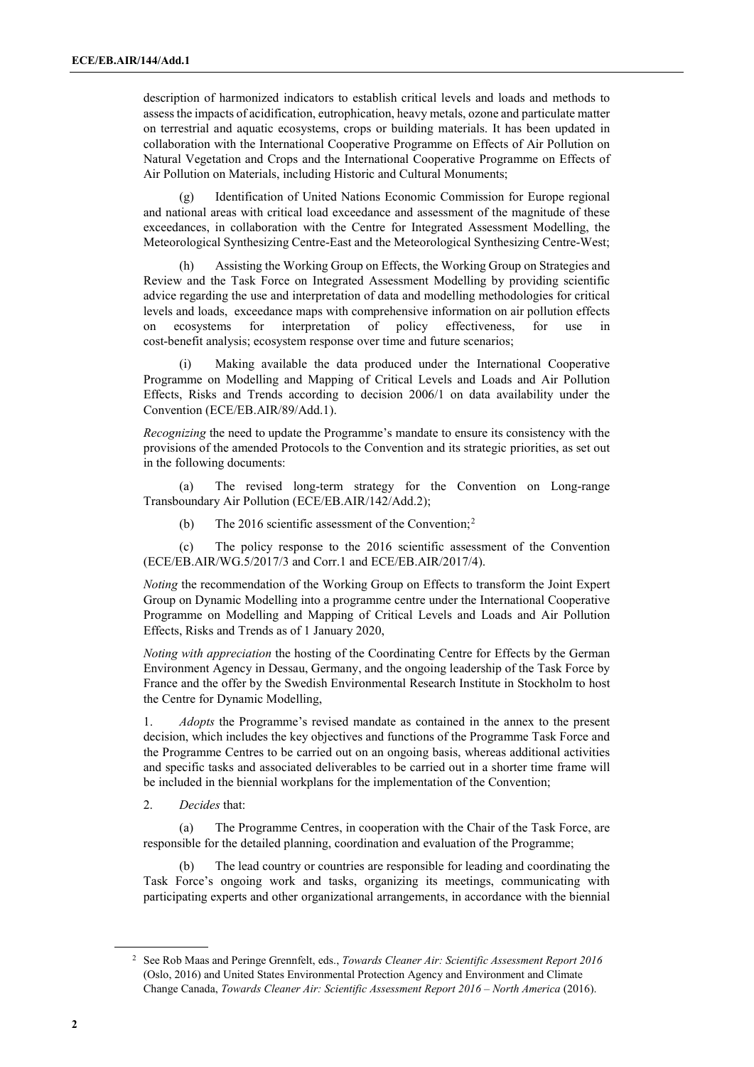description of harmonized indicators to establish critical levels and loads and methods to assess the impacts of acidification, eutrophication, heavy metals, ozone and particulate matter on terrestrial and aquatic ecosystems, crops or building materials. It has been updated in collaboration with the International Cooperative Programme on Effects of Air Pollution on Natural Vegetation and Crops and the International Cooperative Programme on Effects of Air Pollution on Materials, including Historic and Cultural Monuments;

(g) Identification of United Nations Economic Commission for Europe regional and national areas with critical load exceedance and assessment of the magnitude of these exceedances, in collaboration with the Centre for Integrated Assessment Modelling, the Meteorological Synthesizing Centre-East and the Meteorological Synthesizing Centre-West;

(h) Assisting the Working Group on Effects, the Working Group on Strategies and Review and the Task Force on Integrated Assessment Modelling by providing scientific advice regarding the use and interpretation of data and modelling methodologies for critical levels and loads, exceedance maps with comprehensive information on air pollution effects on ecosystems for interpretation of policy effectiveness, for use in cost-benefit analysis; ecosystem response over time and future scenarios;

(i) Making available the data produced under the International Cooperative Programme on Modelling and Mapping of Critical Levels and Loads and Air Pollution Effects, Risks and Trends according to decision 2006/1 on data availability under the Convention (ECE/EB.AIR/89/Add.1).

*Recognizing* the need to update the Programme's mandate to ensure its consistency with the provisions of the amended Protocols to the Convention and its strategic priorities, as set out in the following documents:

(a) The revised long-term strategy for the Convention on Long-range Transboundary Air Pollution (ECE/EB.AIR/142/Add.2);

(b) The 2016 scientific assessment of the Convention;[2]

(c) The policy response to the 2016 scientific assessment of the Convention (ECE/EB.AIR/WG.5/2017/3 and Corr.1 and ECE/EB.AIR/2017/4).

*Noting* the recommendation of the Working Group on Effects to transform the Joint Expert Group on Dynamic Modelling into a programme centre under the International Cooperative Programme on Modelling and Mapping of Critical Levels and Loads and Air Pollution Effects, Risks and Trends as of 1 January 2020,

*Noting with appreciation* the hosting of the Coordinating Centre for Effects by the German Environment Agency in Dessau, Germany, and the ongoing leadership of the Task Force by France and the offer by the Swedish Environmental Research Institute in Stockholm to host the Centre for Dynamic Modelling,

1. *Adopts* the Programme's revised mandate as contained in the annex to the present decision, which includes the key objectives and functions of the Programme Task Force and the Programme Centres to be carried out on an ongoing basis, whereas additional activities and specific tasks and associated deliverables to be carried out in a shorter time frame will be included in the biennial workplans for the implementation of the Convention;

2. *Decides* that:

(a) The Programme Centres, in cooperation with the Chair of the Task Force, are responsible for the detailed planning, coordination and evaluation of the Programme;

(b) The lead country or countries are responsible for leading and coordinating the Task Force's ongoing work and tasks, organizing its meetings, communicating with participating experts and other organizational arrangements, in accordance with the biennial

[2] See Rob Maas and Peringe Grennfelt, eds., *Towards Cleaner Air: Scientific Assessment Report 2016* (Oslo, 2016) and United States Environmental Protection Agency and Environment and Climate Change Canada, *Towards Cleaner Air: Scientific Assessment Report 2016 – North America* (2016).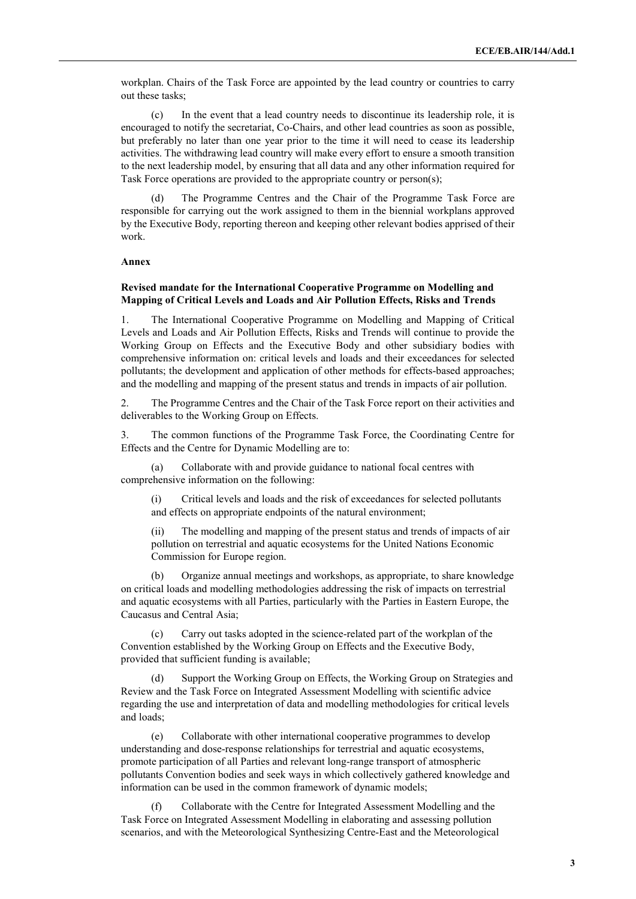workplan. Chairs of the Task Force are appointed by the lead country or countries to carry out these tasks;

(c) In the event that a lead country needs to discontinue its leadership role, it is encouraged to notify the secretariat, Co-Chairs, and other lead countries as soon as possible, but preferably no later than one year prior to the time it will need to cease its leadership activities. The withdrawing lead country will make every effort to ensure a smooth transition to the next leadership model, by ensuring that all data and any other information required for Task Force operations are provided to the appropriate country or person(s);

(d) The Programme Centres and the Chair of the Programme Task Force are responsible for carrying out the work assigned to them in the biennial workplans approved by the Executive Body, reporting thereon and keeping other relevant bodies apprised of their work.

**Annex**

**Revised mandate for the International Cooperative Programme on Modelling and Mapping of Critical Levels and Loads and Air Pollution Effects, Risks and Trends**

1. The International Cooperative Programme on Modelling and Mapping of Critical Levels and Loads and Air Pollution Effects, Risks and Trends will continue to provide the Working Group on Effects and the Executive Body and other subsidiary bodies with comprehensive information on: critical levels and loads and their exceedances for selected pollutants; the development and application of other methods for effects-based approaches; and the modelling and mapping of the present status and trends in impacts of air pollution.

2. The Programme Centres and the Chair of the Task Force report on their activities and deliverables to the Working Group on Effects.

3. The common functions of the Programme Task Force, the Coordinating Centre for Effects and the Centre for Dynamic Modelling are to:

(a) Collaborate with and provide guidance to national focal centres with comprehensive information on the following:

(i) Critical levels and loads and the risk of exceedances for selected pollutants and effects on appropriate endpoints of the natural environment;

(ii) The modelling and mapping of the present status and trends of impacts of air pollution on terrestrial and aquatic ecosystems for the United Nations Economic Commission for Europe region.

(b) Organize annual meetings and workshops, as appropriate, to share knowledge on critical loads and modelling methodologies addressing the risk of impacts on terrestrial and aquatic ecosystems with all Parties, particularly with the Parties in Eastern Europe, the Caucasus and Central Asia;

(c) Carry out tasks adopted in the science-related part of the workplan of the Convention established by the Working Group on Effects and the Executive Body, provided that sufficient funding is available;

(d) Support the Working Group on Effects, the Working Group on Strategies and Review and the Task Force on Integrated Assessment Modelling with scientific advice regarding the use and interpretation of data and modelling methodologies for critical levels and loads;

(e) Collaborate with other international cooperative programmes to develop understanding and dose-response relationships for terrestrial and aquatic ecosystems, promote participation of all Parties and relevant long-range transport of atmospheric pollutants Convention bodies and seek ways in which collectively gathered knowledge and information can be used in the common framework of dynamic models;

(f) Collaborate with the Centre for Integrated Assessment Modelling and the Task Force on Integrated Assessment Modelling in elaborating and assessing pollution scenarios, and with the Meteorological Synthesizing Centre-East and the Meteorological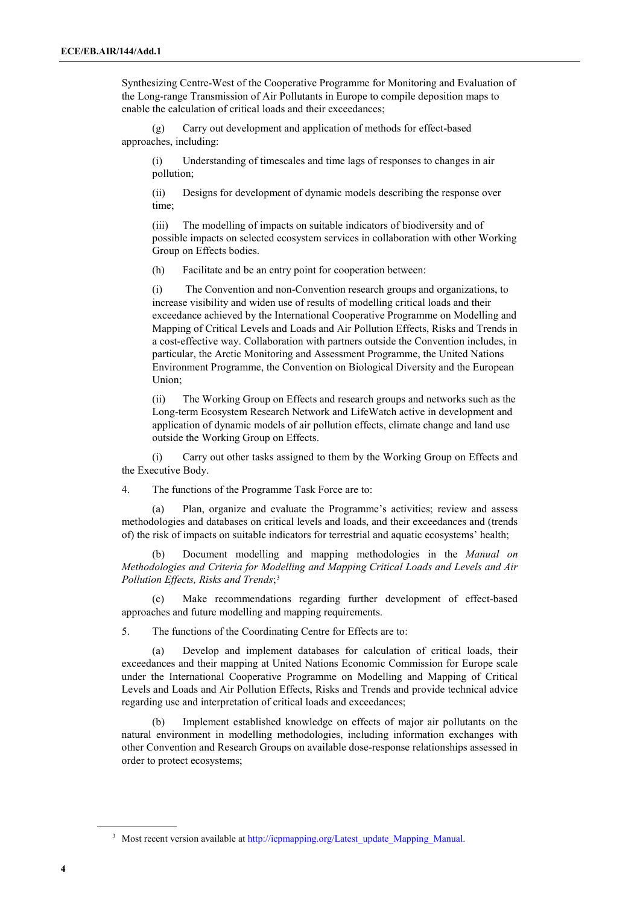Synthesizing Centre-West of the Cooperative Programme for Monitoring and Evaluation of the Long-range Transmission of Air Pollutants in Europe to compile deposition maps to enable the calculation of critical loads and their exceedances;

(g) Carry out development and application of methods for effect-based approaches, including:

(i) Understanding of timescales and time lags of responses to changes in air pollution;

(ii) Designs for development of dynamic models describing the response over time;

(iii) The modelling of impacts on suitable indicators of biodiversity and of possible impacts on selected ecosystem services in collaboration with other Working Group on Effects bodies.

(h) Facilitate and be an entry point for cooperation between:

(i) The Convention and non-Convention research groups and organizations, to increase visibility and widen use of results of modelling critical loads and their exceedance achieved by the International Cooperative Programme on Modelling and Mapping of Critical Levels and Loads and Air Pollution Effects, Risks and Trends in a cost-effective way. Collaboration with partners outside the Convention includes, in particular, the Arctic Monitoring and Assessment Programme, the United Nations Environment Programme, the Convention on Biological Diversity and the European Union;

(ii) The Working Group on Effects and research groups and networks such as the Long-term Ecosystem Research Network and LifeWatch active in development and application of dynamic models of air pollution effects, climate change and land use outside the Working Group on Effects.

(i) Carry out other tasks assigned to them by the Working Group on Effects and the Executive Body.

4. The functions of the Programme Task Force are to:

(a) Plan, organize and evaluate the Programme's activities; review and assess methodologies and databases on critical levels and loads, and their exceedances and (trends of) the risk of impacts on suitable indicators for terrestrial and aquatic ecosystems' health;

(b) Document modelling and mapping methodologies in the *Manual on Methodologies and Criteria for Modelling and Mapping Critical Loads and Levels and Air Pollution Effects, Risks and Trends*;[3]

(c) Make recommendations regarding further development of effect-based approaches and future modelling and mapping requirements.

5. The functions of the Coordinating Centre for Effects are to:

(a) Develop and implement databases for calculation of critical loads, their exceedances and their mapping at United Nations Economic Commission for Europe scale under the International Cooperative Programme on Modelling and Mapping of Critical Levels and Loads and Air Pollution Effects, Risks and Trends and provide technical advice regarding use and interpretation of critical loads and exceedances;

(b) Implement established knowledge on effects of major air pollutants on the natural environment in modelling methodologies, including information exchanges with other Convention and Research Groups on available dose-response relationships assessed in order to protect ecosystems;

[3] Most recent version available at http://icpmapping.org/Latest_update_Mapping_Manual.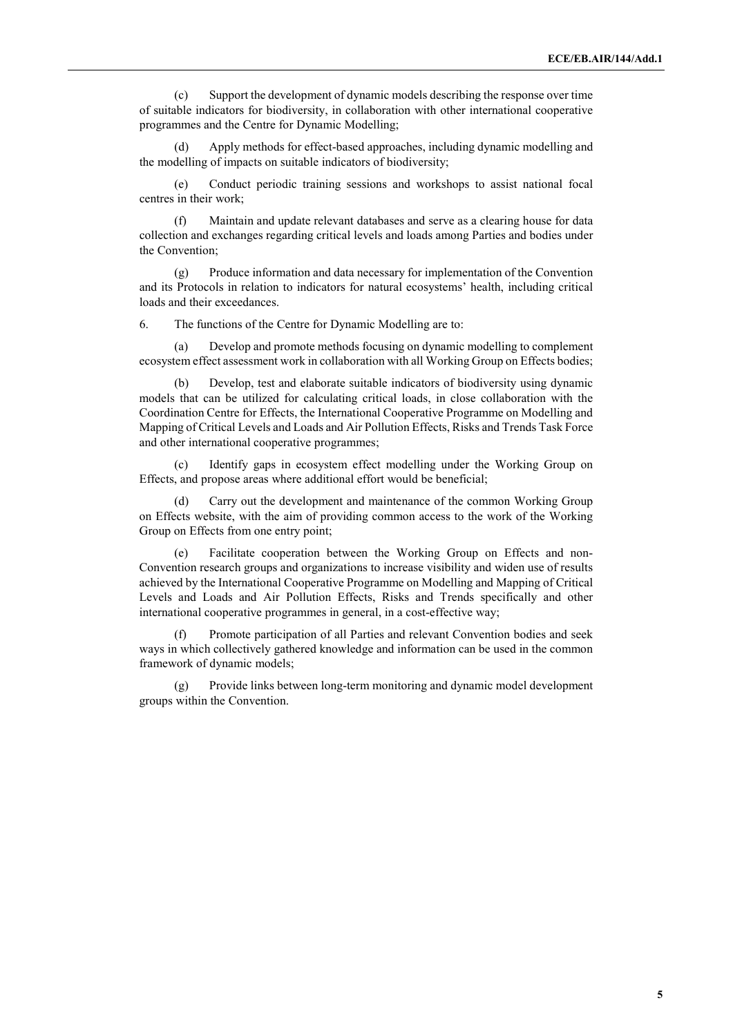(c) Support the development of dynamic models describing the response over time of suitable indicators for biodiversity, in collaboration with other international cooperative programmes and the Centre for Dynamic Modelling;

(d) Apply methods for effect-based approaches, including dynamic modelling and the modelling of impacts on suitable indicators of biodiversity;

(e) Conduct periodic training sessions and workshops to assist national focal centres in their work;

(f) Maintain and update relevant databases and serve as a clearing house for data collection and exchanges regarding critical levels and loads among Parties and bodies under the Convention;

(g) Produce information and data necessary for implementation of the Convention and its Protocols in relation to indicators for natural ecosystems' health, including critical loads and their exceedances.

6. The functions of the Centre for Dynamic Modelling are to:

(a) Develop and promote methods focusing on dynamic modelling to complement ecosystem effect assessment work in collaboration with all Working Group on Effects bodies;

(b) Develop, test and elaborate suitable indicators of biodiversity using dynamic models that can be utilized for calculating critical loads, in close collaboration with the Coordination Centre for Effects, the International Cooperative Programme on Modelling and Mapping of Critical Levels and Loads and Air Pollution Effects, Risks and Trends Task Force and other international cooperative programmes;

(c) Identify gaps in ecosystem effect modelling under the Working Group on Effects, and propose areas where additional effort would be beneficial;

(d) Carry out the development and maintenance of the common Working Group on Effects website, with the aim of providing common access to the work of the Working Group on Effects from one entry point;

(e) Facilitate cooperation between the Working Group on Effects and non-Convention research groups and organizations to increase visibility and widen use of results achieved by the International Cooperative Programme on Modelling and Mapping of Critical Levels and Loads and Air Pollution Effects, Risks and Trends specifically and other international cooperative programmes in general, in a cost-effective way;

(f) Promote participation of all Parties and relevant Convention bodies and seek ways in which collectively gathered knowledge and information can be used in the common framework of dynamic models;

(g) Provide links between long-term monitoring and dynamic model development groups within the Convention.